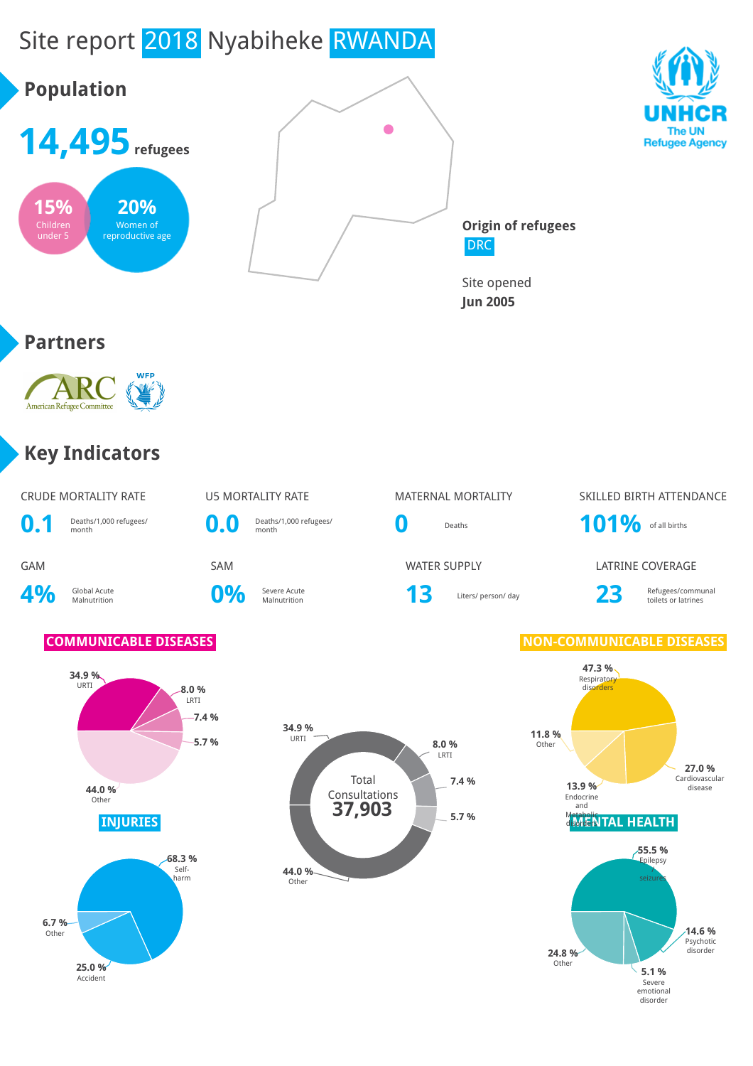# Site report 2018 Nyabiheke RWANDA

## Population

**14,495** refugees

**15%** Children under 5

**20%** Women of reproductive age

**Origin of refugees**
DRC

Site opened
**Jun 2005**

UNHCR The UN Refugee Agency

## Partners

American Refugee Committee (ARC), WFP

## Key Indicators

| CRUDE MORTALITY RATE | U5 MORTALITY RATE | MATERNAL MORTALITY | SKILLED BIRTH ATTENDANCE |
|---|---|---|---|
| **0.1** Deaths/1,000 refugees/ month | **0.0** Deaths/1,000 refugees/ month | **0** Deaths | **101%** of all births |

| GAM | SAM | WATER SUPPLY | LATRINE COVERAGE |
|---|---|---|---|
| **4%** Global Acute Malnutrition | **0%** Severe Acute Malnutrition | **13** Liters/ person/ day | **23** Refugees/communal toilets or latrines |

### COMMUNICABLE DISEASES

- 34.9 % URTI
- 8.0 % LRTI
- 7.4 %
- 5.7 %
- 44.0 % Other

Total Consultations **37,903**

- 34.9 % URTI
- 8.0 % LRTI
- 7.4 %
- 5.7 %
- 44.0 % Other

### NON-COMMUNICABLE DISEASES

- 47.3 % Respiratory disorders
- 27.0 % Cardiovascular disease
- 13.9 % Endocrine and Metabolic disorders
- 11.8 % Other

### INJURIES

- 68.3 % Self-harm
- 25.0 % Accident
- 6.7 % Other

### MENTAL HEALTH

- 55.5 % Epilepsy seizures
- 14.6 % Psychotic disorder
- 5.1 % Severe emotional disorder
- 24.8 % Other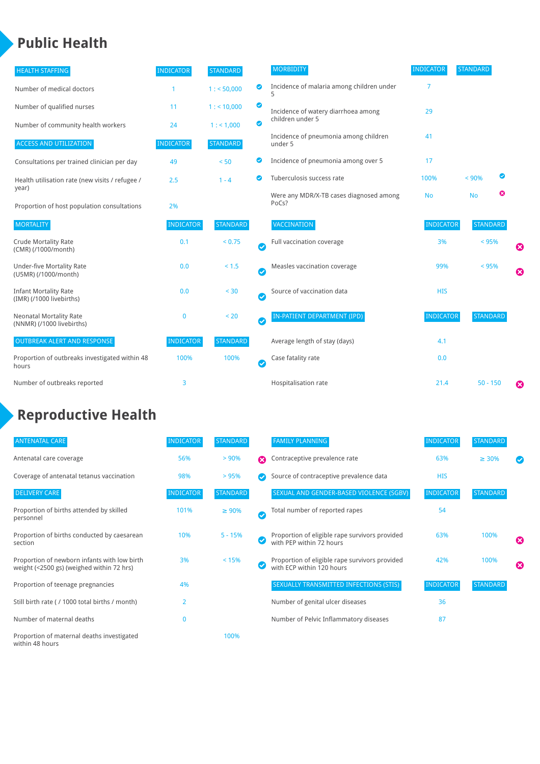# Public Health

| HEALTH STAFFING | INDICATOR | STANDARD | |
|---|---|---|---|
| Number of medical doctors | 1 | 1 : < 50,000 | ✔ |
| Number of qualified nurses | 11 | 1 : < 10,000 | ✔ |
| Number of community health workers | 24 | 1 : < 1,000 | ✔ |

| ACCESS AND UTILIZATION | INDICATOR | STANDARD | |
|---|---|---|---|
| Consultations per trained clinician per day | 49 | < 50 | ✔ |
| Health utilisation rate (new visits / refugee / year) | 2.5 | 1 - 4 | ✔ |
| Proportion of host population consultations | 2% | | |

| MORTALITY | INDICATOR | STANDARD | |
|---|---|---|---|
| Crude Mortality Rate (CMR) (/1000/month) | 0.1 | < 0.75 | ✔ |
| Under-five Mortality Rate (U5MR) (/1000/month) | 0.0 | < 1.5 | ✔ |
| Infant Mortality Rate (IMR) (/1000 livebirths) | 0.0 | < 30 | ✔ |
| Neonatal Mortality Rate (NNMR) (/1000 livebirths) | 0 | < 20 | ✔ |

| OUTBREAK ALERT AND RESPONSE | INDICATOR | STANDARD | |
|---|---|---|---|
| Proportion of outbreaks investigated within 48 hours | 100% | 100% | ✔ |
| Number of outbreaks reported | 3 | | |

| MORBIDITY | INDICATOR | STANDARD | |
|---|---|---|---|
| Incidence of malaria among children under 5 | 7 | | |
| Incidence of watery diarrhoea among children under 5 | 29 | | |
| Incidence of pneumonia among children under 5 | 41 | | |
| Incidence of pneumonia among over 5 | 17 | | |
| Tuberculosis success rate | 100% | < 90% | ✔ |
| Were any MDR/X-TB cases diagnosed among PoCs? | No | No | ✖ |

| VACCINATION | INDICATOR | STANDARD | |
|---|---|---|---|
| Full vaccination coverage | 3% | < 95% | ✖ |
| Measles vaccination coverage | 99% | < 95% | ✖ |
| Source of vaccination data | HIS | | |

| IN-PATIENT DEPARTMENT (IPD) | INDICATOR | STANDARD | |
|---|---|---|---|
| Average length of stay (days) | 4.1 | | |
| Case fatality rate | 0.0 | | |
| Hospitalisation rate | 21.4 | 50 - 150 | ✖ |

# Reproductive Health

| ANTENATAL CARE | INDICATOR | STANDARD | |
|---|---|---|---|
| Antenatal care coverage | 56% | > 90% | ✖ |
| Coverage of antenatal tetanus vaccination | 98% | > 95% | ✔ |

| DELIVERY CARE | INDICATOR | STANDARD | |
|---|---|---|---|
| Proportion of births attended by skilled personnel | 101% | ≥ 90% | ✔ |
| Proportion of births conducted by caesarean section | 10% | 5 - 15% | ✔ |
| Proportion of newborn infants with low birth weight (<2500 gs) (weighed within 72 hrs) | 3% | < 15% | ✔ |
| Proportion of teenage pregnancies | 4% | | |
| Still birth rate ( / 1000 total births / month) | 2 | | |
| Number of maternal deaths | 0 | | |
| Proportion of maternal deaths investigated within 48 hours | | 100% | |

| FAMILY PLANNING | INDICATOR | STANDARD | |
|---|---|---|---|
| Contraceptive prevalence rate | 63% | ≥ 30% | ✔ |
| Source of contraceptive prevalence data | HIS | | |

| SEXUAL AND GENDER-BASED VIOLENCE (SGBV) | INDICATOR | STANDARD | |
|---|---|---|---|
| Total number of reported rapes | 54 | | |
| Proportion of eligible rape survivors provided with PEP within 72 hours | 63% | 100% | ✖ |
| Proportion of eligible rape survivors provided with ECP within 120 hours | 42% | 100% | ✖ |

| SEXUALLY TRANSMITTED INFECTIONS (STIS) | INDICATOR | STANDARD |
|---|---|---|
| Number of genital ulcer diseases | 36 | |
| Number of Pelvic Inflammatory diseases | 87 | |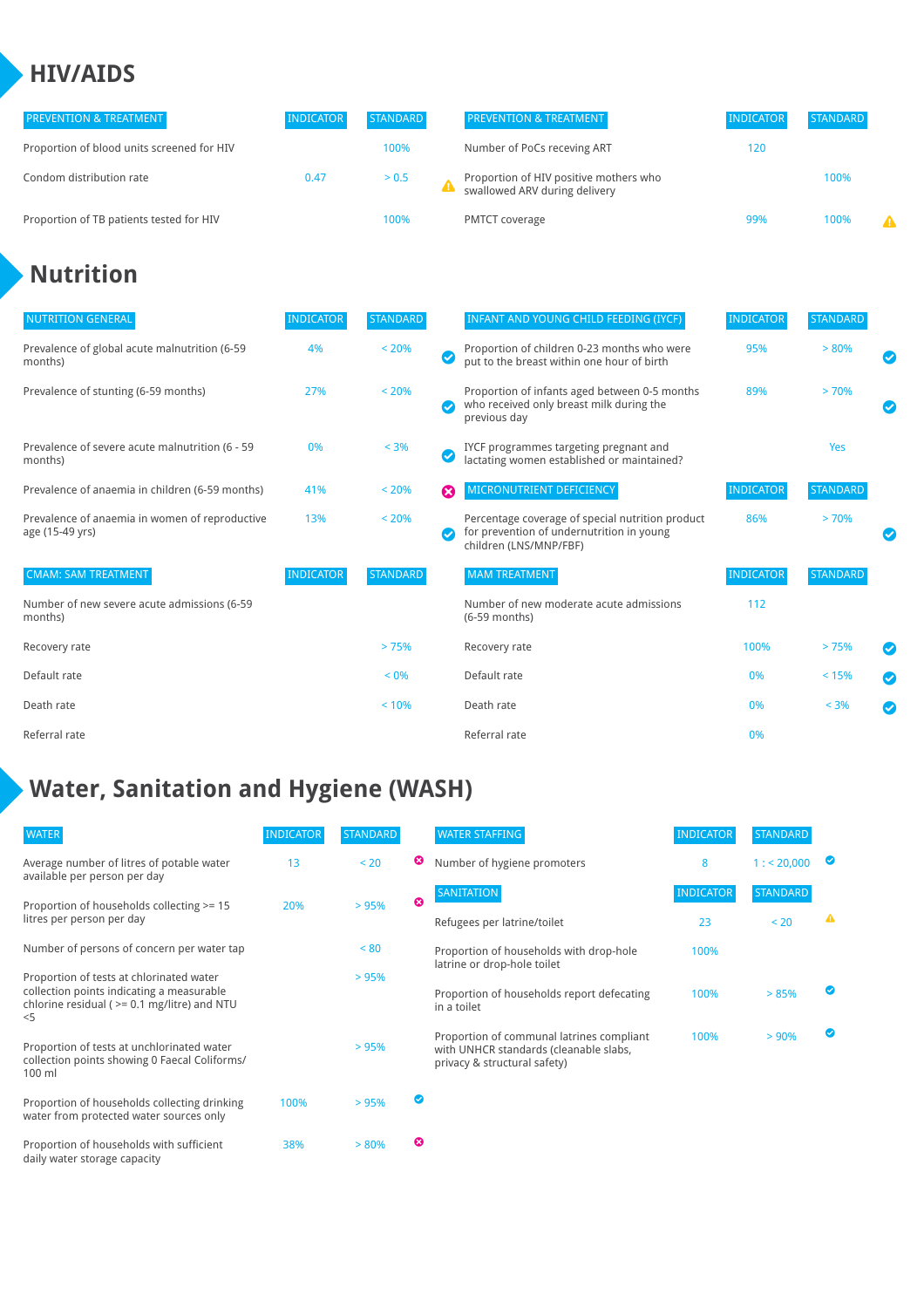# HIV/AIDS

| PREVENTION & TREATMENT | INDICATOR | STANDARD | |
|---|---|---|---|
| Proportion of blood units screened for HIV | | 100% | |
| Condom distribution rate | 0.47 | > 0.5 | ⚠ |
| Proportion of TB patients tested for HIV | | 100% | |

| PREVENTION & TREATMENT | INDICATOR | STANDARD | |
|---|---|---|---|
| Number of PoCs receving ART | 120 | | |
| Proportion of HIV positive mothers who swallowed ARV during delivery | | 100% | |
| PMTCT coverage | 99% | 100% | ⚠ |

# Nutrition

| NUTRITION GENERAL | INDICATOR | STANDARD | |
|---|---|---|---|
| Prevalence of global acute malnutrition (6-59 months) | 4% | < 20% | ✔ |
| Prevalence of stunting (6-59 months) | 27% | < 20% | ✔ |
| Prevalence of severe acute malnutrition (6 - 59 months) | 0% | < 3% | ✔ |
| Prevalence of anaemia in children (6-59 months) | 41% | < 20% | ✖ |
| Prevalence of anaemia in women of reproductive age (15-49 yrs) | 13% | < 20% | ✔ |

| INFANT AND YOUNG CHILD FEEDING (IYCF) | INDICATOR | STANDARD | |
|---|---|---|---|
| Proportion of children 0-23 months who were put to the breast within one hour of birth | 95% | > 80% | ✔ |
| Proportion of infants aged between 0-5 months who received only breast milk during the previous day | 89% | > 70% | ✔ |
| IYCF programmes targeting pregnant and lactating women established or maintained? | | Yes | |

| MICRONUTRIENT DEFICIENCY | INDICATOR | STANDARD | |
|---|---|---|---|
| Percentage coverage of special nutrition product for prevention of undernutrition in young children (LNS/MNP/FBF) | 86% | > 70% | ✔ |

| CMAM: SAM TREATMENT | INDICATOR | STANDARD |
|---|---|---|
| Number of new severe acute admissions (6-59 months) | | |
| Recovery rate | | > 75% |
| Default rate | | < 0% |
| Death rate | | < 10% |
| Referral rate | | |

| MAM TREATMENT | INDICATOR | STANDARD | |
|---|---|---|---|
| Number of new moderate acute admissions (6-59 months) | 112 | | |
| Recovery rate | 100% | > 75% | ✔ |
| Default rate | 0% | < 15% | ✔ |
| Death rate | 0% | < 3% | ✔ |
| Referral rate | 0% | | |

# Water, Sanitation and Hygiene (WASH)

| WATER | INDICATOR | STANDARD | |
|---|---|---|---|
| Average number of litres of potable water available per person per day | 13 | < 20 | ✖ |
| Proportion of households collecting >= 15 litres per person per day | 20% | > 95% | ✖ |
| Number of persons of concern per water tap | | < 80 | |
| Proportion of tests at chlorinated water collection points indicating a measurable chlorine residual ( >= 0.1 mg/litre) and NTU <5 | | > 95% | |
| Proportion of tests at unchlorinated water collection points showing 0 Faecal Coliforms/ 100 ml | | > 95% | |
| Proportion of households collecting drinking water from protected water sources only | 100% | > 95% | ✔ |
| Proportion of households with sufficient daily water storage capacity | 38% | > 80% | ✖ |

| WATER STAFFING | INDICATOR | STANDARD | |
|---|---|---|---|
| Number of hygiene promoters | 8 | 1 : < 20,000 | ✔ |

| SANITATION | INDICATOR | STANDARD | |
|---|---|---|---|
| Refugees per latrine/toilet | 23 | < 20 | ⚠ |
| Proportion of households with drop-hole latrine or drop-hole toilet | 100% | | |
| Proportion of households report defecating in a toilet | 100% | > 85% | ✔ |
| Proportion of communal latrines compliant with UNHCR standards (cleanable slabs, privacy & structural safety) | 100% | > 90% | ✔ |